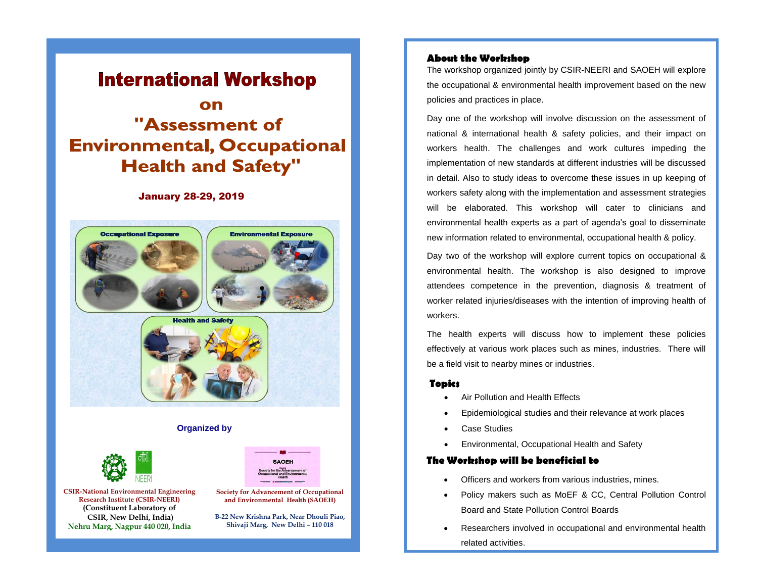# International Workshop

## on "Assessment of Environmental, Occupational Health and Safety"

**January 28-29, 2019**

Occupational Exposure

Environmental Exposure

Health and Safety

**Organized by**

**CSIR-National Environmental Engineering Research Institute (CSIR-NEERI)**
**(Constituent Laboratory of CSIR, New Delhi, India)**
**Nehru Marg, Nagpur 440 020, India**

**Society for Advancement of Occupational and Environmental Health (SAOEH)**

**B-22 New Krishna Park, Near Dhouli Piao, Shivaji Marg, New Delhi – 110 018**

## About the Workshop

The workshop organized jointly by CSIR-NEERI and SAOEH will explore the occupational & environmental health improvement based on the new policies and practices in place.

Day one of the workshop will involve discussion on the assessment of national & international health & safety policies, and their impact on workers health. The challenges and work cultures impeding the implementation of new standards at different industries will be discussed in detail. Also to study ideas to overcome these issues in up keeping of workers safety along with the implementation and assessment strategies will be elaborated. This workshop will cater to clinicians and environmental health experts as a part of agenda's goal to disseminate new information related to environmental, occupational health & policy.

Day two of the workshop will explore current topics on occupational & environmental health. The workshop is also designed to improve attendees competence in the prevention, diagnosis & treatment of worker related injuries/diseases with the intention of improving health of workers.

The health experts will discuss how to implement these policies effectively at various work places such as mines, industries. There will be a field visit to nearby mines or industries.

## Topics

- Air Pollution and Health Effects
- Epidemiological studies and their relevance at work places
- Case Studies
- Environmental, Occupational Health and Safety

## The Workshop will be beneficial to

- Officers and workers from various industries, mines.
- Policy makers such as MoEF & CC, Central Pollution Control Board and State Pollution Control Boards
- Researchers involved in occupational and environmental health related activities.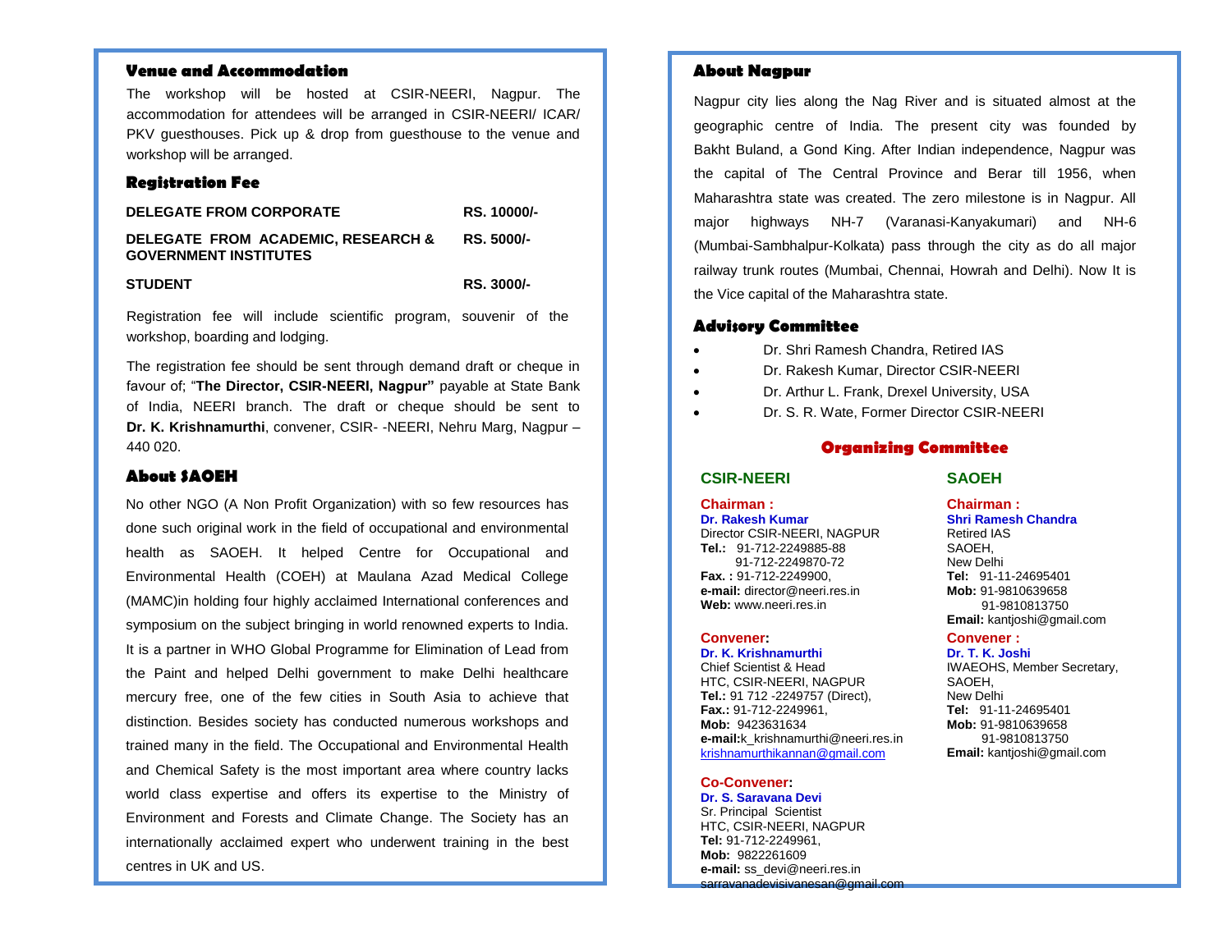## Venue and Accommodation

The workshop will be hosted at CSIR-NEERI, Nagpur. The accommodation for attendees will be arranged in CSIR-NEERI/ ICAR/ PKV guesthouses. Pick up & drop from guesthouse to the venue and workshop will be arranged.

## Registration Fee

| | |
|---|---|
| **DELEGATE FROM CORPORATE** | **RS. 10000/-** |
| **DELEGATE FROM ACADEMIC, RESEARCH & GOVERNMENT INSTITUTES** | **RS. 5000/-** |
| **STUDENT** | **RS. 3000/-** |

Registration fee will include scientific program, souvenir of the workshop, boarding and lodging.

The registration fee should be sent through demand draft or cheque in favour of; "**The Director, CSIR-NEERI, Nagpur"** payable at State Bank of India, NEERI branch. The draft or cheque should be sent to **Dr. K. Krishnamurthi**, convener, CSIR- -NEERI, Nehru Marg, Nagpur – 440 020.

## About SAOEH

No other NGO (A Non Profit Organization) with so few resources has done such original work in the field of occupational and environmental health as SAOEH. It helped Centre for Occupational and Environmental Health (COEH) at Maulana Azad Medical College (MAMC)in holding four highly acclaimed International conferences and symposium on the subject bringing in world renowned experts to India. It is a partner in WHO Global Programme for Elimination of Lead from the Paint and helped Delhi government to make Delhi healthcare mercury free, one of the few cities in South Asia to achieve that distinction. Besides society has conducted numerous workshops and trained many in the field. The Occupational and Environmental Health and Chemical Safety is the most important area where country lacks world class expertise and offers its expertise to the Ministry of Environment and Forests and Climate Change. The Society has an internationally acclaimed expert who underwent training in the best centres in UK and US.

## About Nagpur

Nagpur city lies along the Nag River and is situated almost at the geographic centre of India. The present city was founded by Bakht Buland, a Gond King. After Indian independence, Nagpur was the capital of The Central Province and Berar till 1956, when Maharashtra state was created. The zero milestone is in Nagpur. All major highways NH-7 (Varanasi-Kanyakumari) and NH-6 (Mumbai-Sambhalpur-Kolkata) pass through the city as do all major railway trunk routes (Mumbai, Chennai, Howrah and Delhi). Now It is the Vice capital of the Maharashtra state.

## Advisory Committee

- Dr. Shri Ramesh Chandra, Retired IAS
- Dr. Rakesh Kumar, Director CSIR-NEERI
- Dr. Arthur L. Frank, Drexel University, USA
- Dr. S. R. Wate, Former Director CSIR-NEERI

## Organizing Committee

### CSIR-NEERI

**Chairman :**
**Dr. Rakesh Kumar**
Director CSIR-NEERI, NAGPUR
**Tel.:** 91-712-2249885-88
91-712-2249870-72
**Fax. :** 91-712-2249900,
**e-mail:** director@neeri.res.in
**Web:** www.neeri.res.in

**Convener:**
**Dr. K. Krishnamurthi**
Chief Scientist & Head
HTC, CSIR-NEERI, NAGPUR
**Tel.:** 91 712 -2249757 (Direct),
**Fax.:** 91-712-2249961,
**Mob:** 9423631634
**e-mail:**k_krishnamurthi@neeri.res.in
krishnamurthikannan@gmail.com

**Co-Convener:**
**Dr. S. Saravana Devi**
Sr. Principal Scientist
HTC, CSIR-NEERI, NAGPUR
**Tel:** 91-712-2249961,
**Mob:** 9822261609
**e-mail:** ss_devi@neeri.res.in
sarravanadevisivanesan@gmail.com

### SAOEH

**Chairman :**
**Shri Ramesh Chandra**
Retired IAS
SAOEH,
New Delhi
**Tel:** 91-11-24695401
**Mob:** 91-9810639658
91-9810813750
**Email:** kantjoshi@gmail.com

**Convener :**
**Dr. T. K. Joshi**
IWAEOHS, Member Secretary,
SAOEH,
New Delhi
**Tel:** 91-11-24695401
**Mob:** 91-9810639658
91-9810813750
**Email:** kantjoshi@gmail.com